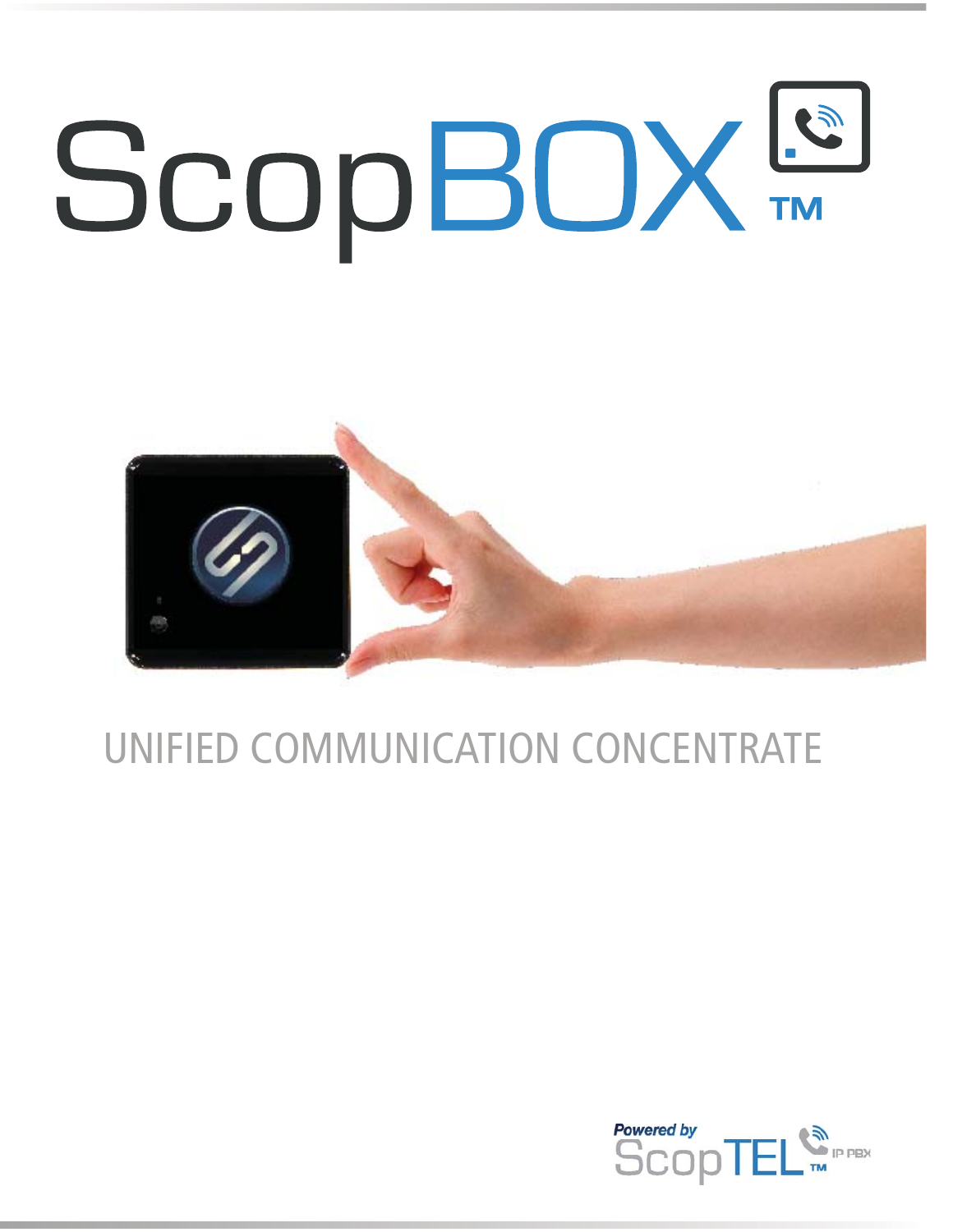# ScopBOX™

UNIFIED COMMUNICATION CONCENTRATE

Powered by ScopTEL™ IP PBX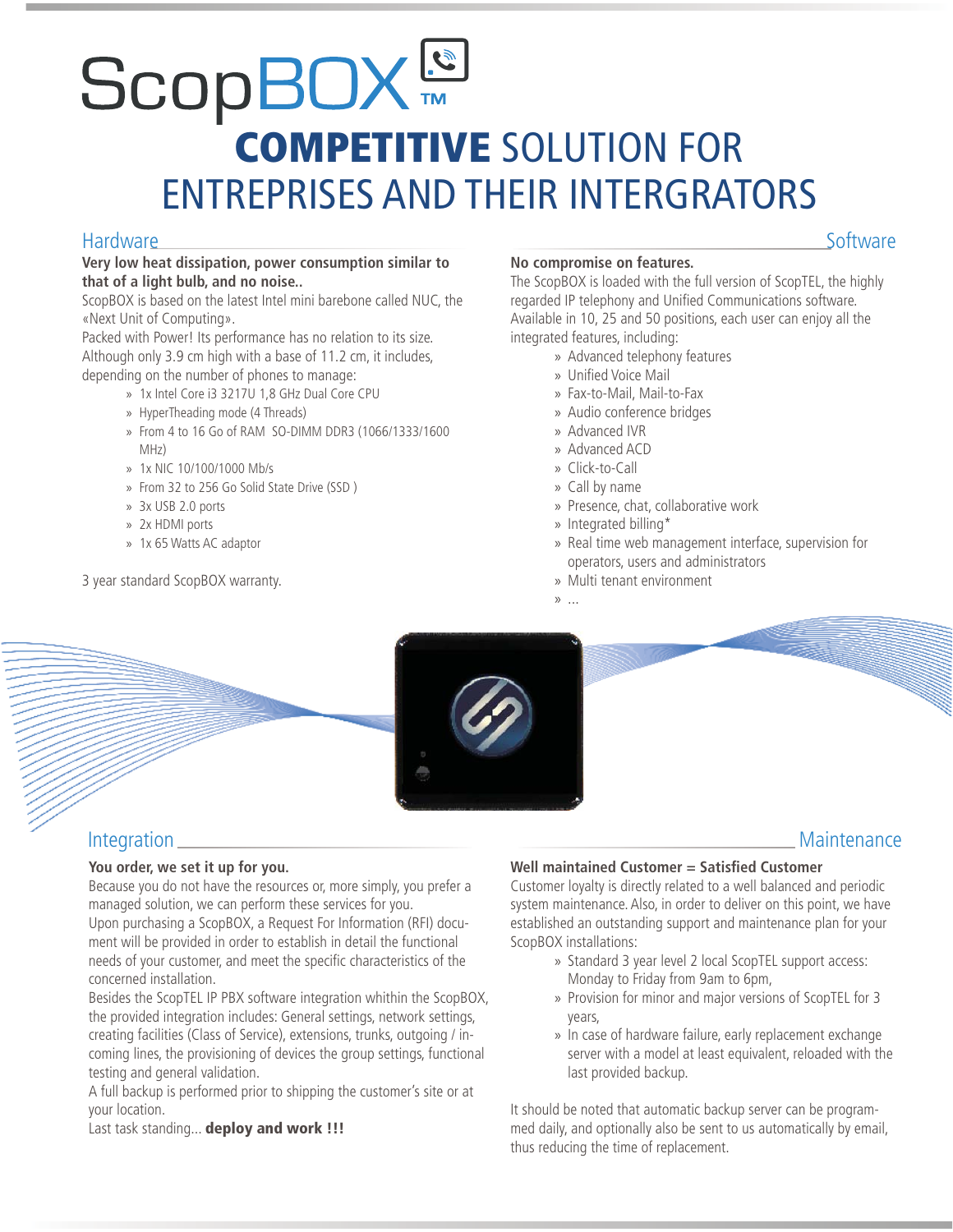# ScopBOX™

## COMPETITIVE SOLUTION FOR ENTREPRISES AND THEIR INTERGRATORS

## Hardware

**Very low heat dissipation, power consumption similar to that of a light bulb, and no noise..**

ScopBOX is based on the latest Intel mini barebone called NUC, the «Next Unit of Computing».

Packed with Power! Its performance has no relation to its size. Although only 3.9 cm high with a base of 11.2 cm, it includes, depending on the number of phones to manage:

- 1x Intel Core i3 3217U 1,8 GHz Dual Core CPU
- HyperTheading mode (4 Threads)
- From 4 to 16 Go of RAM SO-DIMM DDR3 (1066/1333/1600 MHz)
- 1x NIC 10/100/1000 Mb/s
- From 32 to 256 Go Solid State Drive (SSD )
- 3x USB 2.0 ports
- 2x HDMI ports
- 1x 65 Watts AC adaptor

3 year standard ScopBOX warranty.

## Software

**No compromise on features.**

The ScopBOX is loaded with the full version of ScopTEL, the highly regarded IP telephony and Unified Communications software. Available in 10, 25 and 50 positions, each user can enjoy all the integrated features, including:

- Advanced telephony features
- Unified Voice Mail
- Fax-to-Mail, Mail-to-Fax
- Audio conference bridges
- Advanced IVR
- Advanced ACD
- Click-to-Call
- Call by name
- Presence, chat, collaborative work
- Integrated billing*
- Real time web management interface, supervision for operators, users and administrators
- Multi tenant environment
- ...

## Integration

**You order, we set it up for you.**

Because you do not have the resources or, more simply, you prefer a managed solution, we can perform these services for you.

Upon purchasing a ScopBOX, a Request For Information (RFI) document will be provided in order to establish in detail the functional needs of your customer, and meet the specific characteristics of the concerned installation.

Besides the ScopTEL IP PBX software integration whithin the ScopBOX, the provided integration includes: General settings, network settings, creating facilities (Class of Service), extensions, trunks, outgoing / incoming lines, the provisioning of devices the group settings, functional testing and general validation.

A full backup is performed prior to shipping the customer's site or at your location.

Last task standing... **deploy and work !!!**

## Maintenance

**Well maintained Customer = Satisfied Customer**

Customer loyalty is directly related to a well balanced and periodic system maintenance. Also, in order to deliver on this point, we have established an outstanding support and maintenance plan for your ScopBOX installations:

- Standard 3 year level 2 local ScopTEL support access: Monday to Friday from 9am to 6pm,
- Provision for minor and major versions of ScopTEL for 3 years,
- In case of hardware failure, early replacement exchange server with a model at least equivalent, reloaded with the last provided backup.

It should be noted that automatic backup server can be programmed daily, and optionally also be sent to us automatically by email, thus reducing the time of replacement.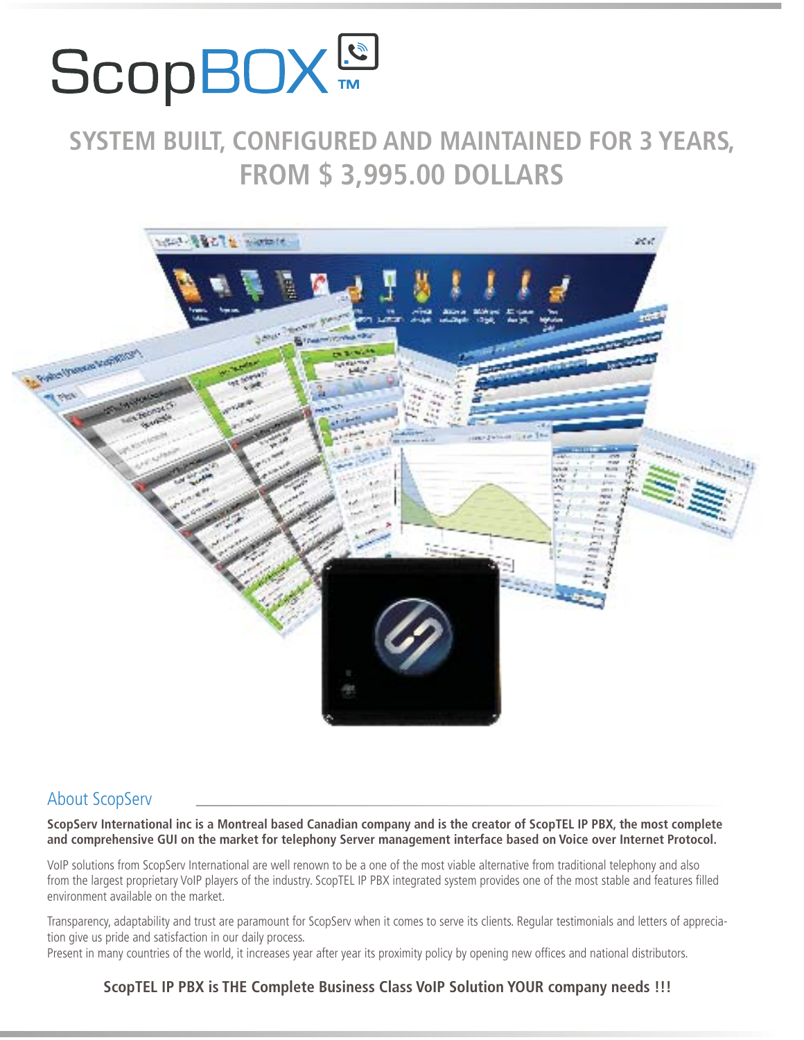# ScopBOX™

## SYSTEM BUILT, CONFIGURED AND MAINTAINED FOR 3 YEARS, FROM $ 3,995.00 DOLLARS

## About ScopServ

**ScopServ International inc is a Montreal based Canadian company and is the creator of ScopTEL IP PBX, the most complete and comprehensive GUI on the market for telephony Server management interface based on Voice over Internet Protocol.**

VoIP solutions from ScopServ International are well renown to be a one of the most viable alternative from traditional telephony and also from the largest proprietary VoIP players of the industry. ScopTEL IP PBX integrated system provides one of the most stable and features filled environment available on the market.

Transparency, adaptability and trust are paramount for ScopServ when it comes to serve its clients. Regular testimonials and letters of appreciation give us pride and satisfaction in our daily process.
Present in many countries of the world, it increases year after year its proximity policy by opening new offices and national distributors.

**ScopTEL IP PBX is THE Complete Business Class VoIP Solution YOUR company needs !!!**